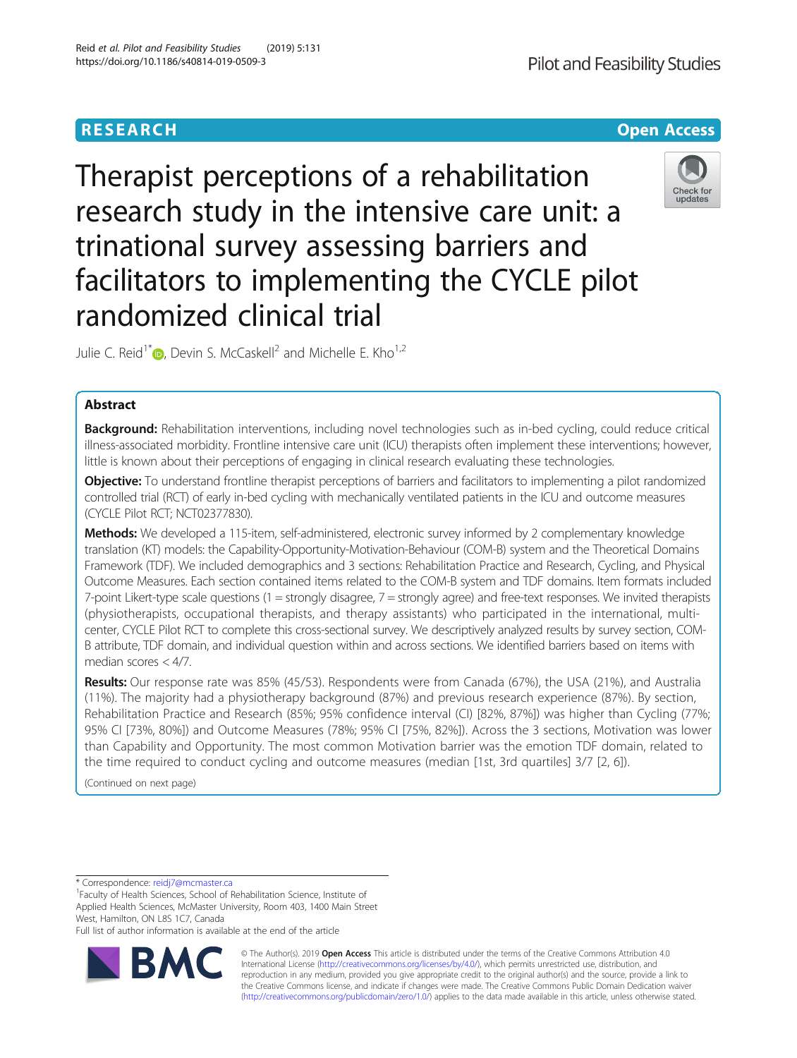RESEARCH

Open Access

# Therapist perceptions of a rehabilitation research study in the intensive care unit: a trinational survey assessing barriers and facilitators to implementing the CYCLE pilot randomized clinical trial

Julie C. Reid[1*], Devin S. McCaskell[2] and Michelle E. Kho[1,2]

## Abstract

**Background:** Rehabilitation interventions, including novel technologies such as in-bed cycling, could reduce critical illness-associated morbidity. Frontline intensive care unit (ICU) therapists often implement these interventions; however, little is known about their perceptions of engaging in clinical research evaluating these technologies.

**Objective:** To understand frontline therapist perceptions of barriers and facilitators to implementing a pilot randomized controlled trial (RCT) of early in-bed cycling with mechanically ventilated patients in the ICU and outcome measures (CYCLE Pilot RCT; NCT02377830).

**Methods:** We developed a 115-item, self-administered, electronic survey informed by 2 complementary knowledge translation (KT) models: the Capability-Opportunity-Motivation-Behaviour (COM-B) system and the Theoretical Domains Framework (TDF). We included demographics and 3 sections: Rehabilitation Practice and Research, Cycling, and Physical Outcome Measures. Each section contained items related to the COM-B system and TDF domains. Item formats included 7-point Likert-type scale questions (1 = strongly disagree, 7 = strongly agree) and free-text responses. We invited therapists (physiotherapists, occupational therapists, and therapy assistants) who participated in the international, multi-center, CYCLE Pilot RCT to complete this cross-sectional survey. We descriptively analyzed results by survey section, COM-B attribute, TDF domain, and individual question within and across sections. We identified barriers based on items with median scores < 4/7.

**Results:** Our response rate was 85% (45/53). Respondents were from Canada (67%), the USA (21%), and Australia (11%). The majority had a physiotherapy background (87%) and previous research experience (87%). By section, Rehabilitation Practice and Research (85%; 95% confidence interval (CI) [82%, 87%]) was higher than Cycling (77%; 95% CI [73%, 80%]) and Outcome Measures (78%; 95% CI [75%, 82%]). Across the 3 sections, Motivation was lower than Capability and Opportunity. The most common Motivation barrier was the emotion TDF domain, related to the time required to conduct cycling and outcome measures (median [1st, 3rd quartiles] 3/7 [2, 6]).

(Continued on next page)

* Correspondence: reidj7@mcmaster.ca
[1]Faculty of Health Sciences, School of Rehabilitation Science, Institute of Applied Health Sciences, McMaster University, Room 403, 1400 Main Street West, Hamilton, ON L8S 1C7, Canada
Full list of author information is available at the end of the article

© The Author(s). 2019 **Open Access** This article is distributed under the terms of the Creative Commons Attribution 4.0 International License (http://creativecommons.org/licenses/by/4.0/), which permits unrestricted use, distribution, and reproduction in any medium, provided you give appropriate credit to the original author(s) and the source, provide a link to the Creative Commons license, and indicate if changes were made. The Creative Commons Public Domain Dedication waiver (http://creativecommons.org/publicdomain/zero/1.0/) applies to the data made available in this article, unless otherwise stated.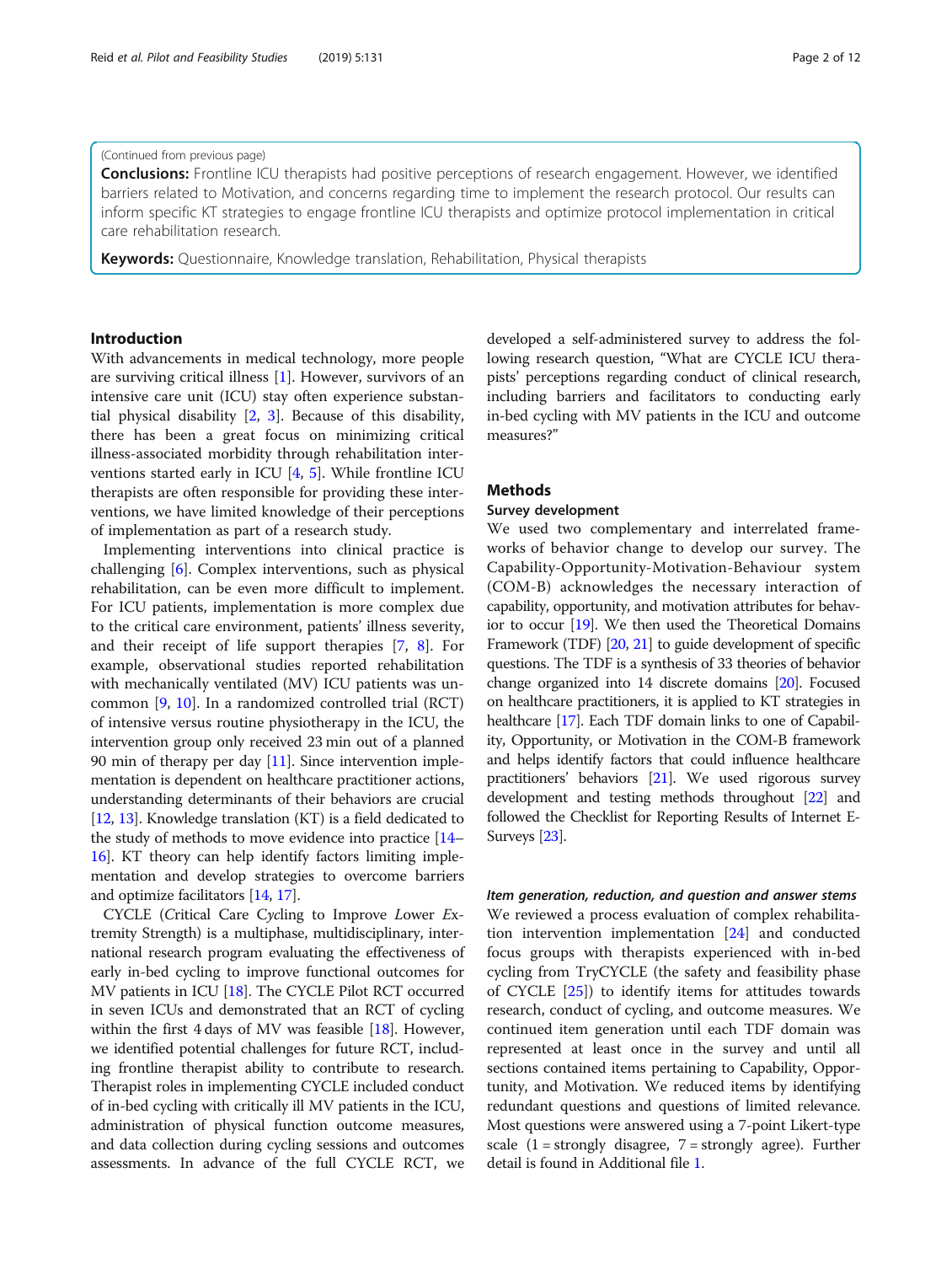(Continued from previous page)

**Conclusions:** Frontline ICU therapists had positive perceptions of research engagement. However, we identified barriers related to Motivation, and concerns regarding time to implement the research protocol. Our results can inform specific KT strategies to engage frontline ICU therapists and optimize protocol implementation in critical care rehabilitation research.

**Keywords:** Questionnaire, Knowledge translation, Rehabilitation, Physical therapists

## Introduction

With advancements in medical technology, more people are surviving critical illness [1]. However, survivors of an intensive care unit (ICU) stay often experience substantial physical disability [2, 3]. Because of this disability, there has been a great focus on minimizing critical illness-associated morbidity through rehabilitation interventions started early in ICU [4, 5]. While frontline ICU therapists are often responsible for providing these interventions, we have limited knowledge of their perceptions of implementation as part of a research study.

Implementing interventions into clinical practice is challenging [6]. Complex interventions, such as physical rehabilitation, can be even more difficult to implement. For ICU patients, implementation is more complex due to the critical care environment, patients' illness severity, and their receipt of life support therapies [7, 8]. For example, observational studies reported rehabilitation with mechanically ventilated (MV) ICU patients was uncommon [9, 10]. In a randomized controlled trial (RCT) of intensive versus routine physiotherapy in the ICU, the intervention group only received 23 min out of a planned 90 min of therapy per day [11]. Since intervention implementation is dependent on healthcare practitioner actions, understanding determinants of their behaviors are crucial [12, 13]. Knowledge translation (KT) is a field dedicated to the study of methods to move evidence into practice [14–16]. KT theory can help identify factors limiting implementation and develop strategies to overcome barriers and optimize facilitators [14, 17].

CYCLE (*C*ritical Care *Cy*cling to Improve *L*ower *E*xtremity Strength) is a multiphase, multidisciplinary, international research program evaluating the effectiveness of early in-bed cycling to improve functional outcomes for MV patients in ICU [18]. The CYCLE Pilot RCT occurred in seven ICUs and demonstrated that an RCT of cycling within the first 4 days of MV was feasible [18]. However, we identified potential challenges for future RCT, including frontline therapist ability to contribute to research. Therapist roles in implementing CYCLE included conduct of in-bed cycling with critically ill MV patients in the ICU, administration of physical function outcome measures, and data collection during cycling sessions and outcomes assessments. In advance of the full CYCLE RCT, we developed a self-administered survey to address the following research question, "What are CYCLE ICU therapists' perceptions regarding conduct of clinical research, including barriers and facilitators to conducting early in-bed cycling with MV patients in the ICU and outcome measures?"

## Methods

### Survey development

We used two complementary and interrelated frameworks of behavior change to develop our survey. The Capability-Opportunity-Motivation-Behaviour system (COM-B) acknowledges the necessary interaction of capability, opportunity, and motivation attributes for behavior to occur [19]. We then used the Theoretical Domains Framework (TDF) [20, 21] to guide development of specific questions. The TDF is a synthesis of 33 theories of behavior change organized into 14 discrete domains [20]. Focused on healthcare practitioners, it is applied to KT strategies in healthcare [17]. Each TDF domain links to one of Capability, Opportunity, or Motivation in the COM-B framework and helps identify factors that could influence healthcare practitioners' behaviors [21]. We used rigorous survey development and testing methods throughout [22] and followed the Checklist for Reporting Results of Internet E-Surveys [23].

#### *Item generation, reduction, and question and answer stems*

We reviewed a process evaluation of complex rehabilitation intervention implementation [24] and conducted focus groups with therapists experienced with in-bed cycling from TryCYCLE (the safety and feasibility phase of CYCLE [25]) to identify items for attitudes towards research, conduct of cycling, and outcome measures. We continued item generation until each TDF domain was represented at least once in the survey and until all sections contained items pertaining to Capability, Opportunity, and Motivation. We reduced items by identifying redundant questions and questions of limited relevance. Most questions were answered using a 7-point Likert-type scale (1 = strongly disagree, 7 = strongly agree). Further detail is found in Additional file 1.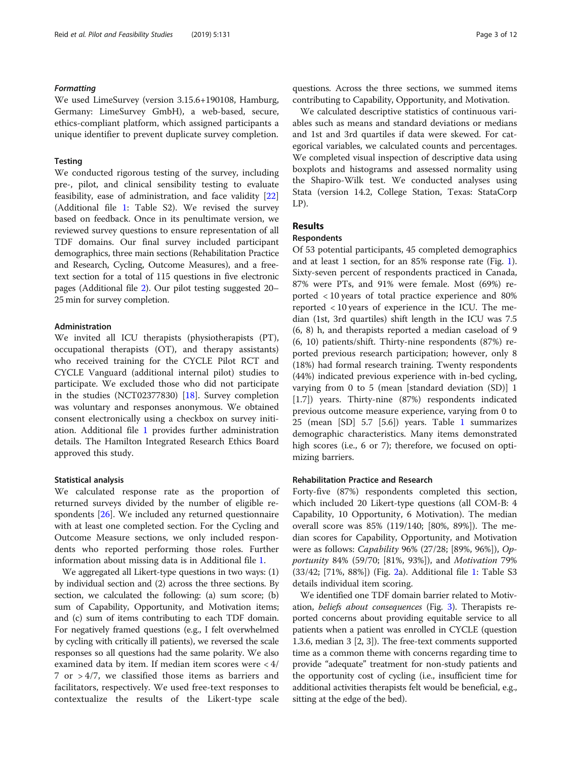#### Formatting

We used LimeSurvey (version 3.15.6+190108, Hamburg, Germany: LimeSurvey GmbH), a web-based, secure, ethics-compliant platform, which assigned participants a unique identifier to prevent duplicate survey completion.

#### Testing

We conducted rigorous testing of the survey, including pre-, pilot, and clinical sensibility testing to evaluate feasibility, ease of administration, and face validity [22] (Additional file 1: Table S2). We revised the survey based on feedback. Once in its penultimate version, we reviewed survey questions to ensure representation of all TDF domains. Our final survey included participant demographics, three main sections (Rehabilitation Practice and Research, Cycling, Outcome Measures), and a free-text section for a total of 115 questions in five electronic pages (Additional file 2). Our pilot testing suggested 20–25 min for survey completion.

#### Administration

We invited all ICU therapists (physiotherapists (PT), occupational therapists (OT), and therapy assistants) who received training for the CYCLE Pilot RCT and CYCLE Vanguard (additional internal pilot) studies to participate. We excluded those who did not participate in the studies (NCT02377830) [18]. Survey completion was voluntary and responses anonymous. We obtained consent electronically using a checkbox on survey initiation. Additional file 1 provides further administration details. The Hamilton Integrated Research Ethics Board approved this study.

#### Statistical analysis

We calculated response rate as the proportion of returned surveys divided by the number of eligible respondents [26]. We included any returned questionnaire with at least one completed section. For the Cycling and Outcome Measure sections, we only included respondents who reported performing those roles. Further information about missing data is in Additional file 1.

We aggregated all Likert-type questions in two ways: (1) by individual section and (2) across the three sections. By section, we calculated the following: (a) sum score; (b) sum of Capability, Opportunity, and Motivation items; and (c) sum of items contributing to each TDF domain. For negatively framed questions (e.g., I felt overwhelmed by cycling with critically ill patients), we reversed the scale responses so all questions had the same polarity. We also examined data by item. If median item scores were < 4/7 or > 4/7, we classified those items as barriers and facilitators, respectively. We used free-text responses to contextualize the results of the Likert-type scale questions. Across the three sections, we summed items contributing to Capability, Opportunity, and Motivation.

We calculated descriptive statistics of continuous variables such as means and standard deviations or medians and 1st and 3rd quartiles if data were skewed. For categorical variables, we calculated counts and percentages. We completed visual inspection of descriptive data using boxplots and histograms and assessed normality using the Shapiro-Wilk test. We conducted analyses using Stata (version 14.2, College Station, Texas: StataCorp LP).

## Results

### Respondents

Of 53 potential participants, 45 completed demographics and at least 1 section, for an 85% response rate (Fig. 1). Sixty-seven percent of respondents practiced in Canada, 87% were PTs, and 91% were female. Most (69%) reported < 10 years of total practice experience and 80% reported < 10 years of experience in the ICU. The median (1st, 3rd quartiles) shift length in the ICU was 7.5 (6, 8) h, and therapists reported a median caseload of 9 (6, 10) patients/shift. Thirty-nine respondents (87%) reported previous research participation; however, only 8 (18%) had formal research training. Twenty respondents (44%) indicated previous experience with in-bed cycling, varying from 0 to 5 (mean [standard deviation (SD)] 1 [1.7]) years. Thirty-nine (87%) respondents indicated previous outcome measure experience, varying from 0 to 25 (mean [SD] 5.7 [5.6]) years. Table 1 summarizes demographic characteristics. Many items demonstrated high scores (i.e., 6 or 7); therefore, we focused on optimizing barriers.

### Rehabilitation Practice and Research

Forty-five (87%) respondents completed this section, which included 20 Likert-type questions (all COM-B: 4 Capability, 10 Opportunity, 6 Motivation). The median overall score was 85% (119/140; [80%, 89%]). The median scores for Capability, Opportunity, and Motivation were as follows: *Capability* 96% (27/28; [89%, 96%]), *Opportunity* 84% (59/70; [81%, 93%]), and *Motivation* 79% (33/42; [71%, 88%]) (Fig. 2a). Additional file 1: Table S3 details individual item scoring.

We identified one TDF domain barrier related to Motivation, *beliefs about consequences* (Fig. 3). Therapists reported concerns about providing equitable service to all patients when a patient was enrolled in CYCLE (question 1.3.6, median 3 [2, 3]). The free-text comments supported time as a common theme with concerns regarding time to provide "adequate" treatment for non-study patients and the opportunity cost of cycling (i.e., insufficient time for additional activities therapists felt would be beneficial, e.g., sitting at the edge of the bed).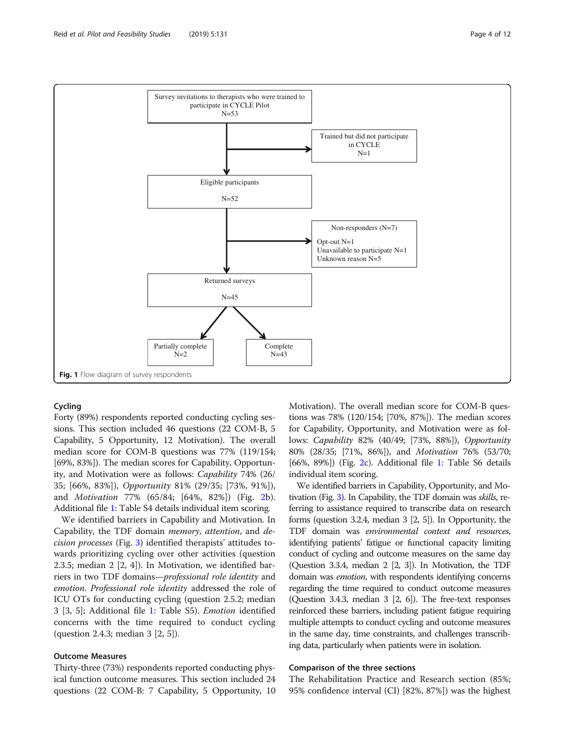Survey invitations to therapists who were trained to participate in CYCLE Pilot
N=53

Trained but did not participate in CYCLE
N=1

Eligible participants

N=52

Non-responders (N=7)

Opt-out N=1
Unavailable to participate N=1
Unknown reason N=5

Returned surveys

N=45

Partially complete
N=2

Complete
N=43

**Fig. 1** Flow diagram of survey respondents

## Cycling

Forty (89%) respondents reported conducting cycling sessions. This section included 46 questions (22 COM-B, 5 Capability, 5 Opportunity, 12 Motivation). The overall median score for COM-B questions was 77% (119/154; [69%, 83%]). The median scores for Capability, Opportunity, and Motivation were as follows: *Capability* 74% (26/35; [66%, 83%]), *Opportunity* 81% (29/35; [73%, 91%]), and *Motivation* 77% (65/84; [64%, 82%]) (Fig. 2b). Additional file 1: Table S4 details individual item scoring.

We identified barriers in Capability and Motivation. In Capability, the TDF domain *memory*, *attention*, and *decision processes* (Fig. 3) identified therapists' attitudes towards prioritizing cycling over other activities (question 2.3.5; median 2 [2, 4]). In Motivation, we identified barriers in two TDF domains—*professional role identity* and *emotion*. *Professional role identity* addressed the role of ICU OTs for conducting cycling (question 2.5.2; median 3 [3, 5]; Additional file 1: Table S5). *Emotion* identified concerns with the time required to conduct cycling (question 2.4.3; median 3 [2, 5]).

## Outcome Measures

Thirty-three (73%) respondents reported conducting physical function outcome measures. This section included 24 questions (22 COM-B: 7 Capability, 5 Opportunity, 10 Motivation). The overall median score for COM-B questions was 78% (120/154; [70%, 87%]). The median scores for Capability, Opportunity, and Motivation were as follows: *Capability* 82% (40/49; [73%, 88%]), *Opportunity* 80% (28/35; [71%, 86%]), and *Motivation* 76% (53/70; [66%, 89%]) (Fig. 2c). Additional file 1: Table S6 details individual item scoring.

We identified barriers in Capability, Opportunity, and Motivation (Fig. 3). In Capability, the TDF domain was *skills*, referring to assistance required to transcribe data on research forms (question 3.2.4, median 3 [2, 5]). In Opportunity, the TDF domain was *environmental context and resources*, identifying patients' fatigue or functional capacity limiting conduct of cycling and outcome measures on the same day (Question 3.3.4, median 2 [2, 3]). In Motivation, the TDF domain was *emotion*, with respondents identifying concerns regarding the time required to conduct outcome measures (Question 3.4.3, median 3 [2, 6]). The free-text responses reinforced these barriers, including patient fatigue requiring multiple attempts to conduct cycling and outcome measures in the same day, time constraints, and challenges transcribing data, particularly when patients were in isolation.

## Comparison of the three sections

The Rehabilitation Practice and Research section (85%; 95% confidence interval (CI) [82%, 87%]) was the highest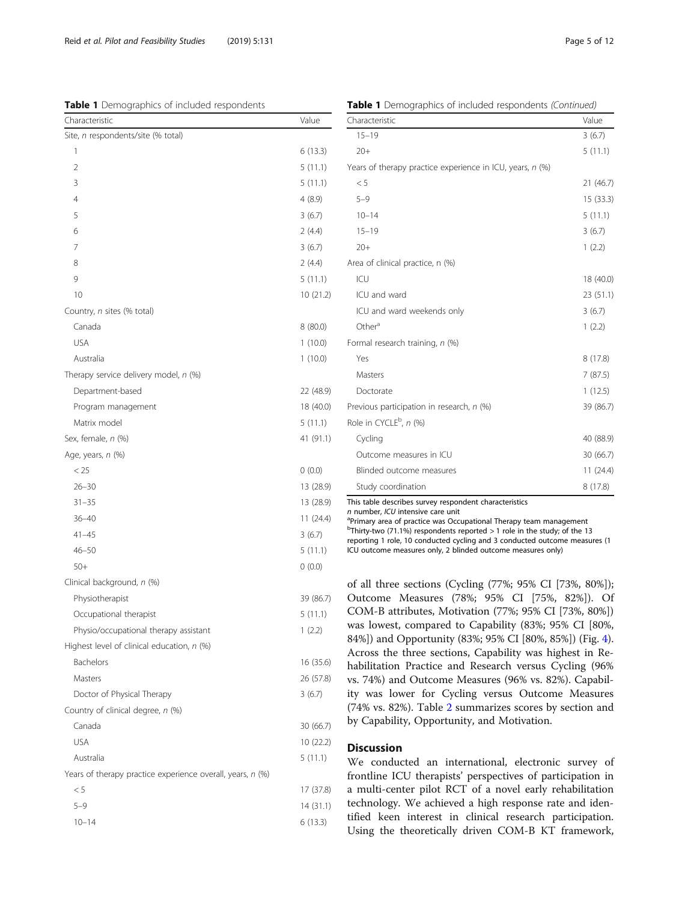**Table 1** Demographics of included respondents

| Characteristic | Value |
|---|---|
| Site, *n* respondents/site (% total) | |
| 1 | 6 (13.3) |
| 2 | 5 (11.1) |
| 3 | 5 (11.1) |
| 4 | 4 (8.9) |
| 5 | 3 (6.7) |
| 6 | 2 (4.4) |
| 7 | 3 (6.7) |
| 8 | 2 (4.4) |
| 9 | 5 (11.1) |
| 10 | 10 (21.2) |
| Country, *n* sites (% total) | |
| Canada | 8 (80.0) |
| USA | 1 (10.0) |
| Australia | 1 (10.0) |
| Therapy service delivery model, *n* (%) | |
| Department-based | 22 (48.9) |
| Program management | 18 (40.0) |
| Matrix model | 5 (11.1) |
| Sex, female, *n* (%) | 41 (91.1) |
| Age, years, *n* (%) | |
| < 25 | 0 (0.0) |
| 26–30 | 13 (28.9) |
| 31–35 | 13 (28.9) |
| 36–40 | 11 (24.4) |
| 41–45 | 3 (6.7) |
| 46–50 | 5 (11.1) |
| 50+ | 0 (0.0) |
| Clinical background, *n* (%) | |
| Physiotherapist | 39 (86.7) |
| Occupational therapist | 5 (11.1) |
| Physio/occupational therapy assistant | 1 (2.2) |
| Highest level of clinical education, *n* (%) | |
| Bachelors | 16 (35.6) |
| Masters | 26 (57.8) |
| Doctor of Physical Therapy | 3 (6.7) |
| Country of clinical degree, *n* (%) | |
| Canada | 30 (66.7) |
| USA | 10 (22.2) |
| Australia | 5 (11.1) |
| Years of therapy practice experience overall, years, *n* (%) | |
| < 5 | 17 (37.8) |
| 5–9 | 14 (31.1) |
| 10–14 | 6 (13.3) |
| 15–19 | 3 (6.7) |
| 20+ | 5 (11.1) |
| Years of therapy practice experience in ICU, years, *n* (%) | |
| < 5 | 21 (46.7) |
| 5–9 | 15 (33.3) |
| 10–14 | 5 (11.1) |
| 15–19 | 3 (6.7) |
| 20+ | 1 (2.2) |
| Area of clinical practice, n (%) | |
| ICU | 18 (40.0) |
| ICU and ward | 23 (51.1) |
| ICU and ward weekends only | 3 (6.7) |
| Other[a] | 1 (2.2) |
| Formal research training, *n* (%) | |
| Yes | 8 (17.8) |
| Masters | 7 (87.5) |
| Doctorate | 1 (12.5) |
| Previous participation in research, *n* (%) | 39 (86.7) |
| Role in CYCLE[b], *n* (%) | |
| Cycling | 40 (88.9) |
| Outcome measures in ICU | 30 (66.7) |
| Blinded outcome measures | 11 (24.4) |
| Study coordination | 8 (17.8) |

This table describes survey respondent characteristics
*n* number, *ICU* intensive care unit
[a]Primary area of practice was Occupational Therapy team management
[b]Thirty-two (71.1%) respondents reported > 1 role in the study; of the 13 reporting 1 role, 10 conducted cycling and 3 conducted outcome measures (1 ICU outcome measures only, 2 blinded outcome measures only)

of all three sections (Cycling (77%; 95% CI [73%, 80%]); Outcome Measures (78%; 95% CI [75%, 82%]). Of COM-B attributes, Motivation (77%; 95% CI [73%, 80%]) was lowest, compared to Capability (83%; 95% CI [80%, 84%]) and Opportunity (83%; 95% CI [80%, 85%]) (Fig. 4). Across the three sections, Capability was highest in Rehabilitation Practice and Research versus Cycling (96% vs. 74%) and Outcome Measures (96% vs. 82%). Capability was lower for Cycling versus Outcome Measures (74% vs. 82%). Table 2 summarizes scores by section and by Capability, Opportunity, and Motivation.

## Discussion

We conducted an international, electronic survey of frontline ICU therapists' perspectives of participation in a multi-center pilot RCT of a novel early rehabilitation technology. We achieved a high response rate and identified keen interest in clinical research participation. Using the theoretically driven COM-B KT framework,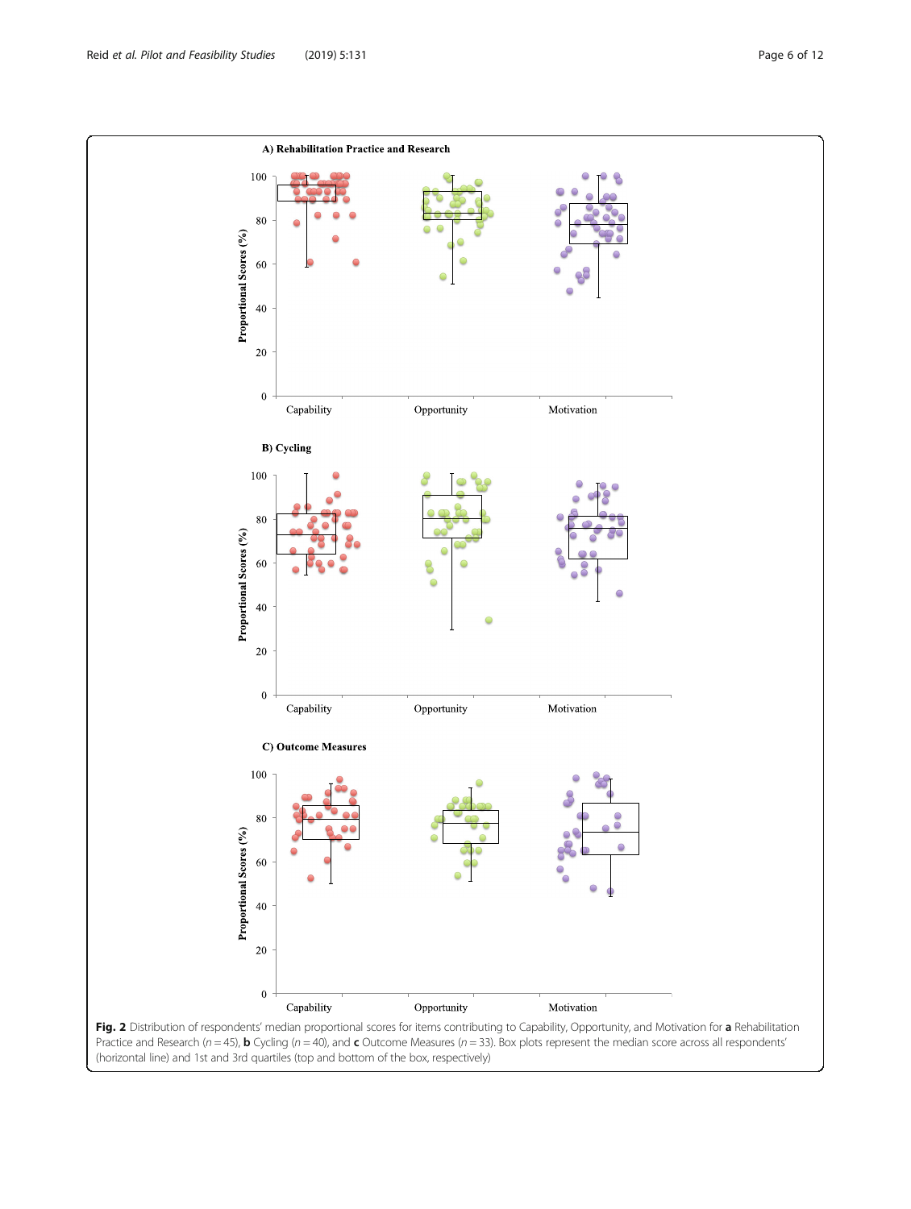**Fig. 2** Distribution of respondents' median proportional scores for items contributing to Capability, Opportunity, and Motivation for **a** Rehabilitation Practice and Research ($n = 45$), **b** Cycling ($n = 40$), and **c** Outcome Measures ($n = 33$). Box plots represent the median score across all respondents' (horizontal line) and 1st and 3rd quartiles (top and bottom of the box, respectively)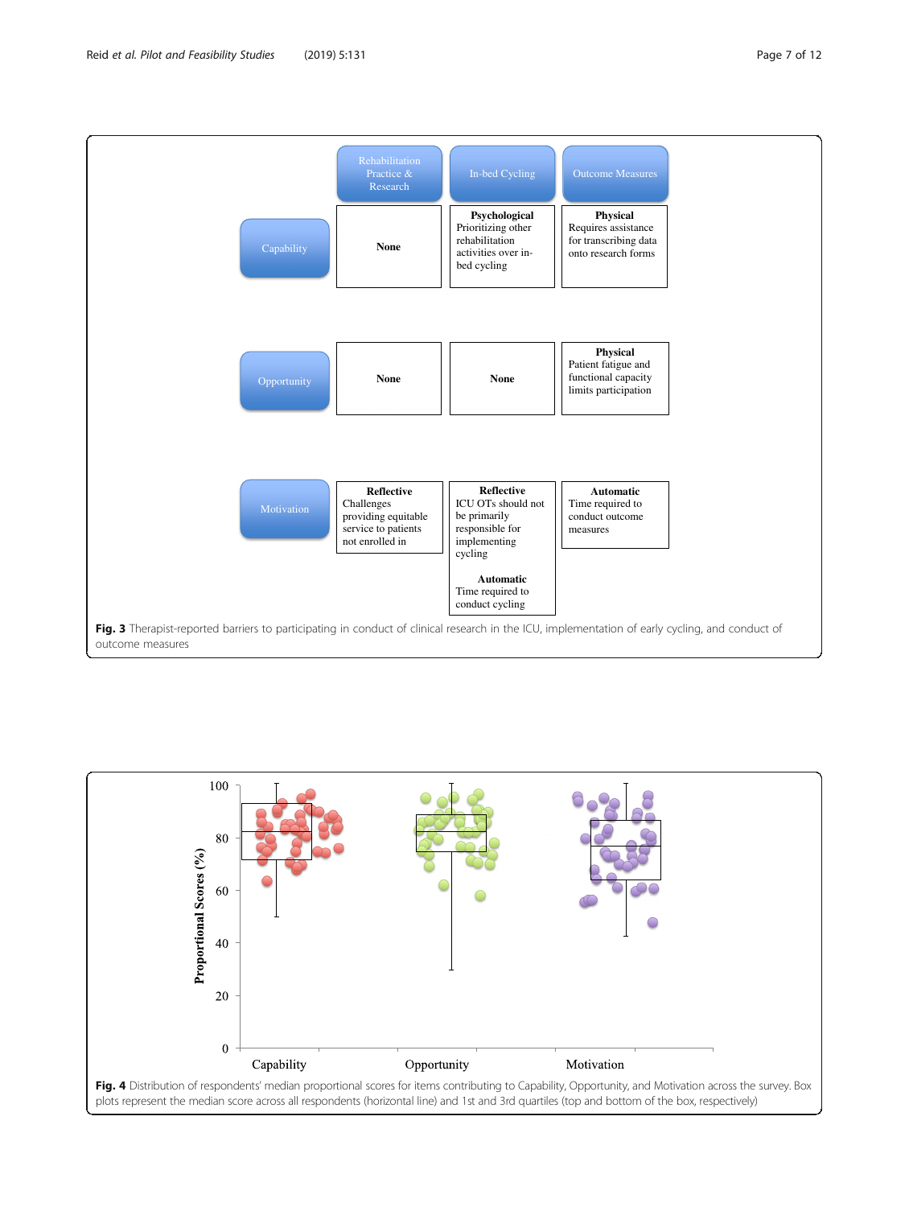| | Rehabilitation Practice & Research | In-bed Cycling | Outcome Measures |
|---|---|---|---|
| Capability | None | **Psychological** Prioritizing other rehabilitation activities over in-bed cycling | **Physical** Requires assistance for transcribing data onto research forms |
| Opportunity | None | None | **Physical** Patient fatigue and functional capacity limits participation |
| Motivation | **Reflective** Challenges providing equitable service to patients not enrolled in | **Reflective** ICU OTs should not be primarily responsible for implementing cycling<br>**Automatic** Time required to conduct cycling | **Automatic** Time required to conduct outcome measures |

**Fig. 3** Therapist-reported barriers to participating in conduct of clinical research in the ICU, implementation of early cycling, and conduct of outcome measures

**Fig. 4** Distribution of respondents' median proportional scores for items contributing to Capability, Opportunity, and Motivation across the survey. Box plots represent the median score across all respondents (horizontal line) and 1st and 3rd quartiles (top and bottom of the box, respectively)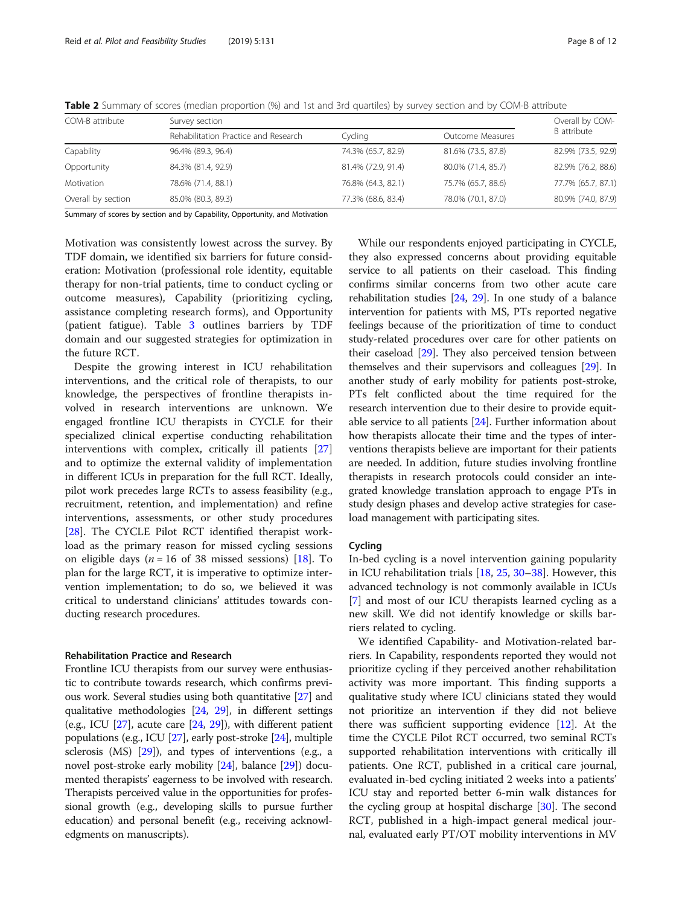**Table 2** Summary of scores (median proportion (%) and 1st and 3rd quartiles) by survey section and by COM-B attribute

| COM-B attribute | Survey section | | | Overall by COM-B attribute |
|---|---|---|---|---|
| | Rehabilitation Practice and Research | Cycling | Outcome Measures | |
| Capability | 96.4% (89.3, 96.4) | 74.3% (65.7, 82.9) | 81.6% (73.5, 87.8) | 82.9% (73.5, 92.9) |
| Opportunity | 84.3% (81.4, 92.9) | 81.4% (72.9, 91.4) | 80.0% (71.4, 85.7) | 82.9% (76.2, 88.6) |
| Motivation | 78.6% (71.4, 88.1) | 76.8% (64.3, 82.1) | 75.7% (65.7, 88.6) | 77.7% (65.7, 87.1) |
| Overall by section | 85.0% (80.3, 89.3) | 77.3% (68.6, 83.4) | 78.0% (70.1, 87.0) | 80.9% (74.0, 87.9) |

Summary of scores by section and by Capability, Opportunity, and Motivation

Motivation was consistently lowest across the survey. By TDF domain, we identified six barriers for future consideration: Motivation (professional role identity, equitable therapy for non-trial patients, time to conduct cycling or outcome measures), Capability (prioritizing cycling, assistance completing research forms), and Opportunity (patient fatigue). Table 3 outlines barriers by TDF domain and our suggested strategies for optimization in the future RCT.

Despite the growing interest in ICU rehabilitation interventions, and the critical role of therapists, to our knowledge, the perspectives of frontline therapists involved in research interventions are unknown. We engaged frontline ICU therapists in CYCLE for their specialized clinical expertise conducting rehabilitation interventions with complex, critically ill patients [27] and to optimize the external validity of implementation in different ICUs in preparation for the full RCT. Ideally, pilot work precedes large RCTs to assess feasibility (e.g., recruitment, retention, and implementation) and refine interventions, assessments, or other study procedures [28]. The CYCLE Pilot RCT identified therapist workload as the primary reason for missed cycling sessions on eligible days ($n = 16$ of 38 missed sessions) [18]. To plan for the large RCT, it is imperative to optimize intervention implementation; to do so, we believed it was critical to understand clinicians' attitudes towards conducting research procedures.

### Rehabilitation Practice and Research

Frontline ICU therapists from our survey were enthusiastic to contribute towards research, which confirms previous work. Several studies using both quantitative [27] and qualitative methodologies [24, 29], in different settings (e.g., ICU [27], acute care [24, 29]), with different patient populations (e.g., ICU [27], early post-stroke [24], multiple sclerosis (MS) [29]), and types of interventions (e.g., a novel post-stroke early mobility [24], balance [29]) documented therapists' eagerness to be involved with research. Therapists perceived value in the opportunities for professional growth (e.g., developing skills to pursue further education) and personal benefit (e.g., receiving acknowledgments on manuscripts).

While our respondents enjoyed participating in CYCLE, they also expressed concerns about providing equitable service to all patients on their caseload. This finding confirms similar concerns from two other acute care rehabilitation studies [24, 29]. In one study of a balance intervention for patients with MS, PTs reported negative feelings because of the prioritization of time to conduct study-related procedures over care for other patients on their caseload [29]. They also perceived tension between themselves and their supervisors and colleagues [29]. In another study of early mobility for patients post-stroke, PTs felt conflicted about the time required for the research intervention due to their desire to provide equitable service to all patients [24]. Further information about how therapists allocate their time and the types of interventions therapists believe are important for their patients are needed. In addition, future studies involving frontline therapists in research protocols could consider an integrated knowledge translation approach to engage PTs in study design phases and develop active strategies for caseload management with participating sites.

### Cycling

In-bed cycling is a novel intervention gaining popularity in ICU rehabilitation trials [18, 25, 30–38]. However, this advanced technology is not commonly available in ICUs [7] and most of our ICU therapists learned cycling as a new skill. We did not identify knowledge or skills barriers related to cycling.

We identified Capability- and Motivation-related barriers. In Capability, respondents reported they would not prioritize cycling if they perceived another rehabilitation activity was more important. This finding supports a qualitative study where ICU clinicians stated they would not prioritize an intervention if they did not believe there was sufficient supporting evidence [12]. At the time the CYCLE Pilot RCT occurred, two seminal RCTs supported rehabilitation interventions with critically ill patients. One RCT, published in a critical care journal, evaluated in-bed cycling initiated 2 weeks into a patients' ICU stay and reported better 6-min walk distances for the cycling group at hospital discharge [30]. The second RCT, published in a high-impact general medical journal, evaluated early PT/OT mobility interventions in MV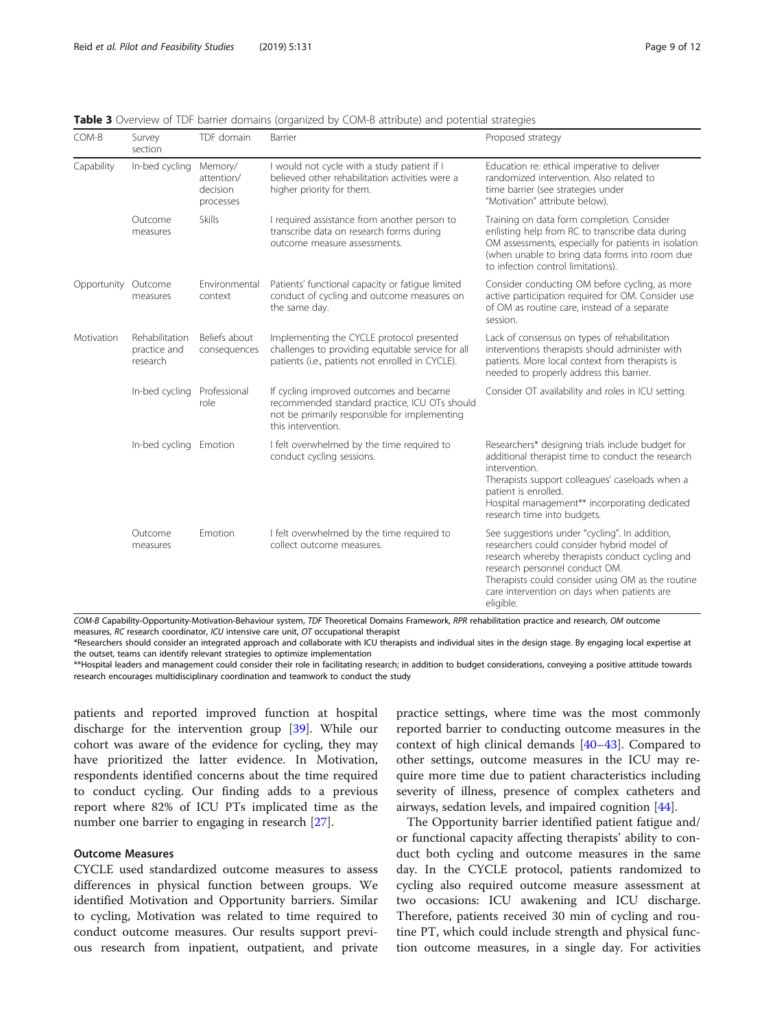**Table 3** Overview of TDF barrier domains (organized by COM-B attribute) and potential strategies

| COM-B | Survey section | TDF domain | Barrier | Proposed strategy |
|---|---|---|---|---|
| Capability | In-bed cycling | Memory/ attention/ decision processes | I would not cycle with a study patient if I believed other rehabilitation activities were a higher priority for them. | Education re: ethical imperative to deliver randomized intervention. Also related to time barrier (see strategies under "Motivation" attribute below). |
| | Outcome measures | Skills | I required assistance from another person to transcribe data on research forms during outcome measure assessments. | Training on data form completion. Consider enlisting help from RC to transcribe data during OM assessments, especially for patients in isolation (when unable to bring data forms into room due to infection control limitations). |
| Opportunity | Outcome measures | Environmental context | Patients' functional capacity or fatigue limited conduct of cycling and outcome measures on the same day. | Consider conducting OM before cycling, as more active participation required for OM. Consider use of OM as routine care, instead of a separate session. |
| Motivation | Rehabilitation practice and research | Beliefs about consequences | Implementing the CYCLE protocol presented challenges to providing equitable service for all patients (i.e., patients not enrolled in CYCLE). | Lack of consensus on types of rehabilitation interventions therapists should administer with patients. More local context from therapists is needed to properly address this barrier. |
| | In-bed cycling | Professional role | If cycling improved outcomes and became recommended standard practice, ICU OTs should not be primarily responsible for implementing this intervention. | Consider OT availability and roles in ICU setting. |
| | In-bed cycling | Emotion | I felt overwhelmed by the time required to conduct cycling sessions. | Researchers* designing trials include budget for additional therapist time to conduct the research intervention.<br>Therapists support colleagues' caseloads when a patient is enrolled.<br>Hospital management** incorporating dedicated research time into budgets. |
| | Outcome measures | Emotion | I felt overwhelmed by the time required to collect outcome measures. | See suggestions under "cycling". In addition, researchers could consider hybrid model of research whereby therapists conduct cycling and research personnel conduct OM.<br>Therapists could consider using OM as the routine care intervention on days when patients are eligible. |

*COM-B* Capability-Opportunity-Motivation-Behaviour system, *TDF* Theoretical Domains Framework, *RPR* rehabilitation practice and research, *OM* outcome measures, *RC* research coordinator, *ICU* intensive care unit, *OT* occupational therapist

*Researchers should consider an integrated approach and collaborate with ICU therapists and individual sites in the design stage. By engaging local expertise at the outset, teams can identify relevant strategies to optimize implementation

**Hospital leaders and management could consider their role in facilitating research; in addition to budget considerations, conveying a positive attitude towards research encourages multidisciplinary coordination and teamwork to conduct the study

patients and reported improved function at hospital discharge for the intervention group [39]. While our cohort was aware of the evidence for cycling, they may have prioritized the latter evidence. In Motivation, respondents identified concerns about the time required to conduct cycling. Our finding adds to a previous report where 82% of ICU PTs implicated time as the number one barrier to engaging in research [27].

### Outcome Measures

CYCLE used standardized outcome measures to assess differences in physical function between groups. We identified Motivation and Opportunity barriers. Similar to cycling, Motivation was related to time required to conduct outcome measures. Our results support previous research from inpatient, outpatient, and private practice settings, where time was the most commonly reported barrier to conducting outcome measures in the context of high clinical demands [40–43]. Compared to other settings, outcome measures in the ICU may require more time due to patient characteristics including severity of illness, presence of complex catheters and airways, sedation levels, and impaired cognition [44].

The Opportunity barrier identified patient fatigue and/or functional capacity affecting therapists' ability to conduct both cycling and outcome measures in the same day. In the CYCLE protocol, patients randomized to cycling also required outcome measure assessment at two occasions: ICU awakening and ICU discharge. Therefore, patients received 30 min of cycling and routine PT, which could include strength and physical function outcome measures, in a single day. For activities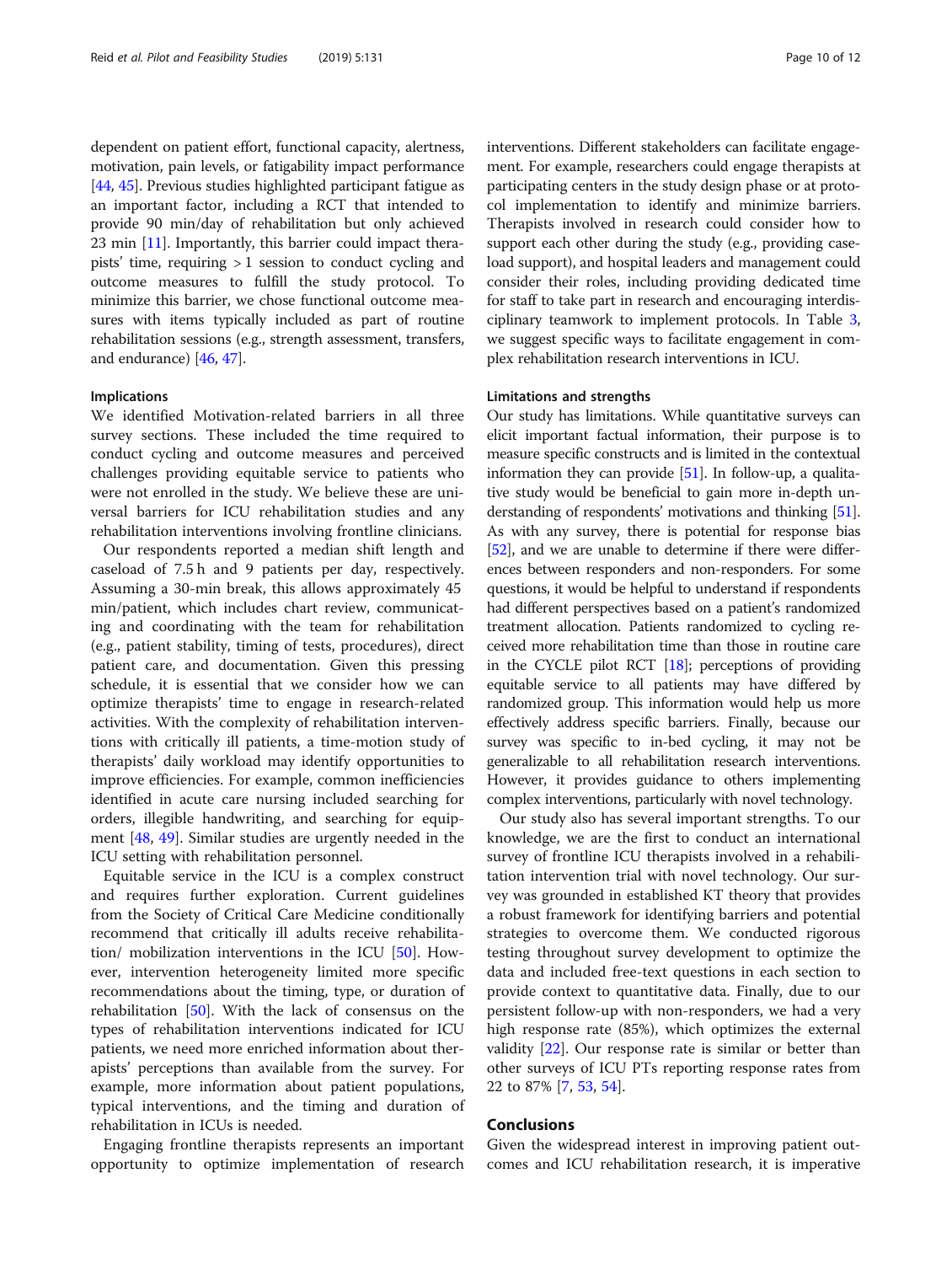dependent on patient effort, functional capacity, alertness, motivation, pain levels, or fatigability impact performance [44, 45]. Previous studies highlighted participant fatigue as an important factor, including a RCT that intended to provide 90 min/day of rehabilitation but only achieved 23 min [11]. Importantly, this barrier could impact therapists' time, requiring > 1 session to conduct cycling and outcome measures to fulfill the study protocol. To minimize this barrier, we chose functional outcome measures with items typically included as part of routine rehabilitation sessions (e.g., strength assessment, transfers, and endurance) [46, 47].

### Implications

We identified Motivation-related barriers in all three survey sections. These included the time required to conduct cycling and outcome measures and perceived challenges providing equitable service to patients who were not enrolled in the study. We believe these are universal barriers for ICU rehabilitation studies and any rehabilitation interventions involving frontline clinicians.

Our respondents reported a median shift length and caseload of 7.5 h and 9 patients per day, respectively. Assuming a 30-min break, this allows approximately 45 min/patient, which includes chart review, communicating and coordinating with the team for rehabilitation (e.g., patient stability, timing of tests, procedures), direct patient care, and documentation. Given this pressing schedule, it is essential that we consider how we can optimize therapists' time to engage in research-related activities. With the complexity of rehabilitation interventions with critically ill patients, a time-motion study of therapists' daily workload may identify opportunities to improve efficiencies. For example, common inefficiencies identified in acute care nursing included searching for orders, illegible handwriting, and searching for equipment [48, 49]. Similar studies are urgently needed in the ICU setting with rehabilitation personnel.

Equitable service in the ICU is a complex construct and requires further exploration. Current guidelines from the Society of Critical Care Medicine conditionally recommend that critically ill adults receive rehabilitation/ mobilization interventions in the ICU [50]. However, intervention heterogeneity limited more specific recommendations about the timing, type, or duration of rehabilitation [50]. With the lack of consensus on the types of rehabilitation interventions indicated for ICU patients, we need more enriched information about therapists' perceptions than available from the survey. For example, more information about patient populations, typical interventions, and the timing and duration of rehabilitation in ICUs is needed.

Engaging frontline therapists represents an important opportunity to optimize implementation of research interventions. Different stakeholders can facilitate engagement. For example, researchers could engage therapists at participating centers in the study design phase or at protocol implementation to identify and minimize barriers. Therapists involved in research could consider how to support each other during the study (e.g., providing caseload support), and hospital leaders and management could consider their roles, including providing dedicated time for staff to take part in research and encouraging interdisciplinary teamwork to implement protocols. In Table 3, we suggest specific ways to facilitate engagement in complex rehabilitation research interventions in ICU.

### Limitations and strengths

Our study has limitations. While quantitative surveys can elicit important factual information, their purpose is to measure specific constructs and is limited in the contextual information they can provide [51]. In follow-up, a qualitative study would be beneficial to gain more in-depth understanding of respondents' motivations and thinking [51]. As with any survey, there is potential for response bias [52], and we are unable to determine if there were differences between responders and non-responders. For some questions, it would be helpful to understand if respondents had different perspectives based on a patient's randomized treatment allocation. Patients randomized to cycling received more rehabilitation time than those in routine care in the CYCLE pilot RCT [18]; perceptions of providing equitable service to all patients may have differed by randomized group. This information would help us more effectively address specific barriers. Finally, because our survey was specific to in-bed cycling, it may not be generalizable to all rehabilitation research interventions. However, it provides guidance to others implementing complex interventions, particularly with novel technology.

Our study also has several important strengths. To our knowledge, we are the first to conduct an international survey of frontline ICU therapists involved in a rehabilitation intervention trial with novel technology. Our survey was grounded in established KT theory that provides a robust framework for identifying barriers and potential strategies to overcome them. We conducted rigorous testing throughout survey development to optimize the data and included free-text questions in each section to provide context to quantitative data. Finally, due to our persistent follow-up with non-responders, we had a very high response rate (85%), which optimizes the external validity [22]. Our response rate is similar or better than other surveys of ICU PTs reporting response rates from 22 to 87% [7, 53, 54].

## Conclusions

Given the widespread interest in improving patient outcomes and ICU rehabilitation research, it is imperative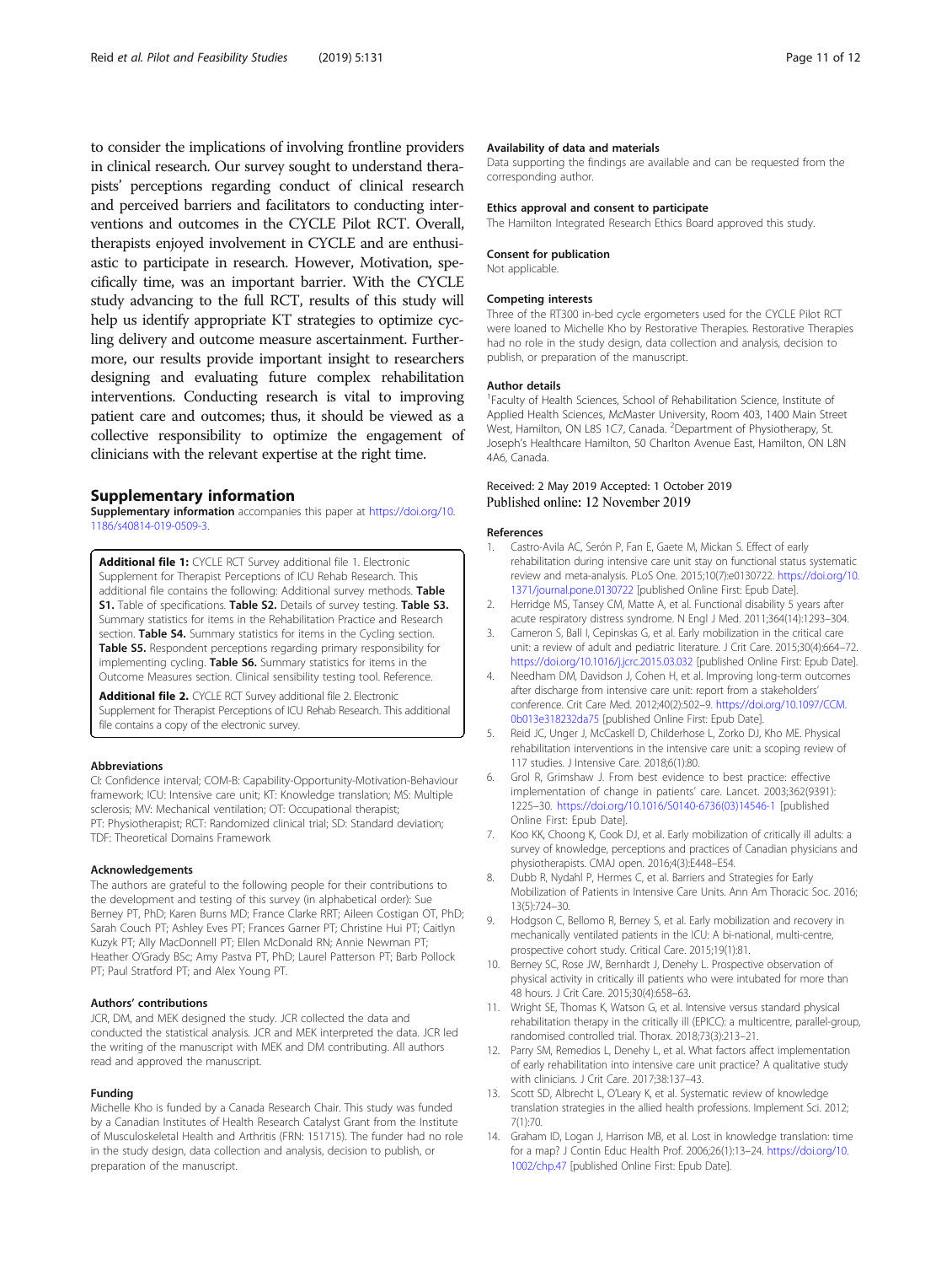to consider the implications of involving frontline providers in clinical research. Our survey sought to understand therapists' perceptions regarding conduct of clinical research and perceived barriers and facilitators to conducting interventions and outcomes in the CYCLE Pilot RCT. Overall, therapists enjoyed involvement in CYCLE and are enthusiastic to participate in research. However, Motivation, specifically time, was an important barrier. With the CYCLE study advancing to the full RCT, results of this study will help us identify appropriate KT strategies to optimize cycling delivery and outcome measure ascertainment. Furthermore, our results provide important insight to researchers designing and evaluating future complex rehabilitation interventions. Conducting research is vital to improving patient care and outcomes; thus, it should be viewed as a collective responsibility to optimize the engagement of clinicians with the relevant expertise at the right time.

## Supplementary information

**Supplementary information** accompanies this paper at https://doi.org/10.1186/s40814-019-0509-3.

**Additional file 1:** CYCLE RCT Survey additional file 1. Electronic Supplement for Therapist Perceptions of ICU Rehab Research. This additional file contains the following: Additional survey methods. **Table S1.** Table of specifications. **Table S2.** Details of survey testing. **Table S3.** Summary statistics for items in the Rehabilitation Practice and Research section. **Table S4.** Summary statistics for items in the Cycling section. **Table S5.** Respondent perceptions regarding primary responsibility for implementing cycling. **Table S6.** Summary statistics for items in the Outcome Measures section. Clinical sensibility testing tool. Reference.

**Additional file 2.** CYCLE RCT Survey additional file 2. Electronic Supplement for Therapist Perceptions of ICU Rehab Research. This additional file contains a copy of the electronic survey.

### Abbreviations

CI: Confidence interval; COM-B: Capability-Opportunity-Motivation-Behaviour framework; ICU: Intensive care unit; KT: Knowledge translation; MS: Multiple sclerosis; MV: Mechanical ventilation; OT: Occupational therapist; PT: Physiotherapist; RCT: Randomized clinical trial; SD: Standard deviation; TDF: Theoretical Domains Framework

### Acknowledgements

The authors are grateful to the following people for their contributions to the development and testing of this survey (in alphabetical order): Sue Berney PT, PhD; Karen Burns MD; France Clarke RRT; Aileen Costigan OT, PhD; Sarah Couch PT; Ashley Eves PT; Frances Garner PT; Christine Hui PT; Caitlyn Kuzyk PT; Ally MacDonnell PT; Ellen McDonald RN; Annie Newman PT; Heather O'Grady BSc; Amy Pastva PT, PhD; Laurel Patterson PT; Barb Pollock PT; Paul Stratford PT; and Alex Young PT.

### Authors' contributions

JCR, DM, and MEK designed the study. JCR collected the data and conducted the statistical analysis. JCR and MEK interpreted the data. JCR led the writing of the manuscript with MEK and DM contributing. All authors read and approved the manuscript.

### Funding

Michelle Kho is funded by a Canada Research Chair. This study was funded by a Canadian Institutes of Health Research Catalyst Grant from the Institute of Musculoskeletal Health and Arthritis (FRN: 151715). The funder had no role in the study design, data collection and analysis, decision to publish, or preparation of the manuscript.

### Availability of data and materials

Data supporting the findings are available and can be requested from the corresponding author.

### Ethics approval and consent to participate

The Hamilton Integrated Research Ethics Board approved this study.

### Consent for publication

Not applicable.

### Competing interests

Three of the RT300 in-bed cycle ergometers used for the CYCLE Pilot RCT were loaned to Michelle Kho by Restorative Therapies. Restorative Therapies had no role in the study design, data collection and analysis, decision to publish, or preparation of the manuscript.

### Author details

[1]Faculty of Health Sciences, School of Rehabilitation Science, Institute of Applied Health Sciences, McMaster University, Room 403, 1400 Main Street West, Hamilton, ON L8S 1C7, Canada. [2]Department of Physiotherapy, St. Joseph's Healthcare Hamilton, 50 Charlton Avenue East, Hamilton, ON L8N 4A6, Canada.

Received: 2 May 2019 Accepted: 1 October 2019
Published online: 12 November 2019

### References

1. Castro-Avila AC, Serón P, Fan E, Gaete M, Mickan S. Effect of early rehabilitation during intensive care unit stay on functional status systematic review and meta-analysis. PLoS One. 2015;10(7):e0130722. https://doi.org/10.1371/journal.pone.0130722 [published Online First: Epub Date].
2. Herridge MS, Tansey CM, Matte A, et al. Functional disability 5 years after acute respiratory distress syndrome. N Engl J Med. 2011;364(14):1293–304.
3. Cameron S, Ball I, Cepinskas G, et al. Early mobilization in the critical care unit: a review of adult and pediatric literature. J Crit Care. 2015;30(4):664–72. https://doi.org/10.1016/j.jcrc.2015.03.032 [published Online First: Epub Date].
4. Needham DM, Davidson J, Cohen H, et al. Improving long-term outcomes after discharge from intensive care unit: report from a stakeholders' conference. Crit Care Med. 2012;40(2):502–9. https://doi.org/10.1097/CCM.0b013e318232da75 [published Online First: Epub Date].
5. Reid JC, Unger J, McCaskell D, Childerhose L, Zorko DJ, Kho ME. Physical rehabilitation interventions in the intensive care unit: a scoping review of 117 studies. J Intensive Care. 2018;6(1):80.
6. Grol R, Grimshaw J. From best evidence to best practice: effective implementation of change in patients' care. Lancet. 2003;362(9391):1225–30. https://doi.org/10.1016/S0140-6736(03)14546-1 [published Online First: Epub Date].
7. Koo KK, Choong K, Cook DJ, et al. Early mobilization of critically ill adults: a survey of knowledge, perceptions and practices of Canadian physicians and physiotherapists. CMAJ open. 2016;4(3):E448–E54.
8. Dubb R, Nydahl P, Hermes C, et al. Barriers and Strategies for Early Mobilization of Patients in Intensive Care Units. Ann Am Thoracic Soc. 2016;13(5):724–30.
9. Hodgson C, Bellomo R, Berney S, et al. Early mobilization and recovery in mechanically ventilated patients in the ICU: A bi-national, multi-centre, prospective cohort study. Critical Care. 2015;19(1):81.
10. Berney SC, Rose JW, Bernhardt J, Denehy L. Prospective observation of physical activity in critically ill patients who were intubated for more than 48 hours. J Crit Care. 2015;30(4):658–63.
11. Wright SE, Thomas K, Watson G, et al. Intensive versus standard physical rehabilitation therapy in the critically ill (EPICC): a multicentre, parallel-group, randomised controlled trial. Thorax. 2018;73(3):213–21.
12. Parry SM, Remedios L, Denehy L, et al. What factors affect implementation of early rehabilitation into intensive care unit practice? A qualitative study with clinicians. J Crit Care. 2017;38:137–43.
13. Scott SD, Albrecht L, O'Leary K, et al. Systematic review of knowledge translation strategies in the allied health professions. Implement Sci. 2012;7(1):70.
14. Graham ID, Logan J, Harrison MB, et al. Lost in knowledge translation: time for a map? J Contin Educ Health Prof. 2006;26(1):13–24. https://doi.org/10.1002/chp.47 [published Online First: Epub Date].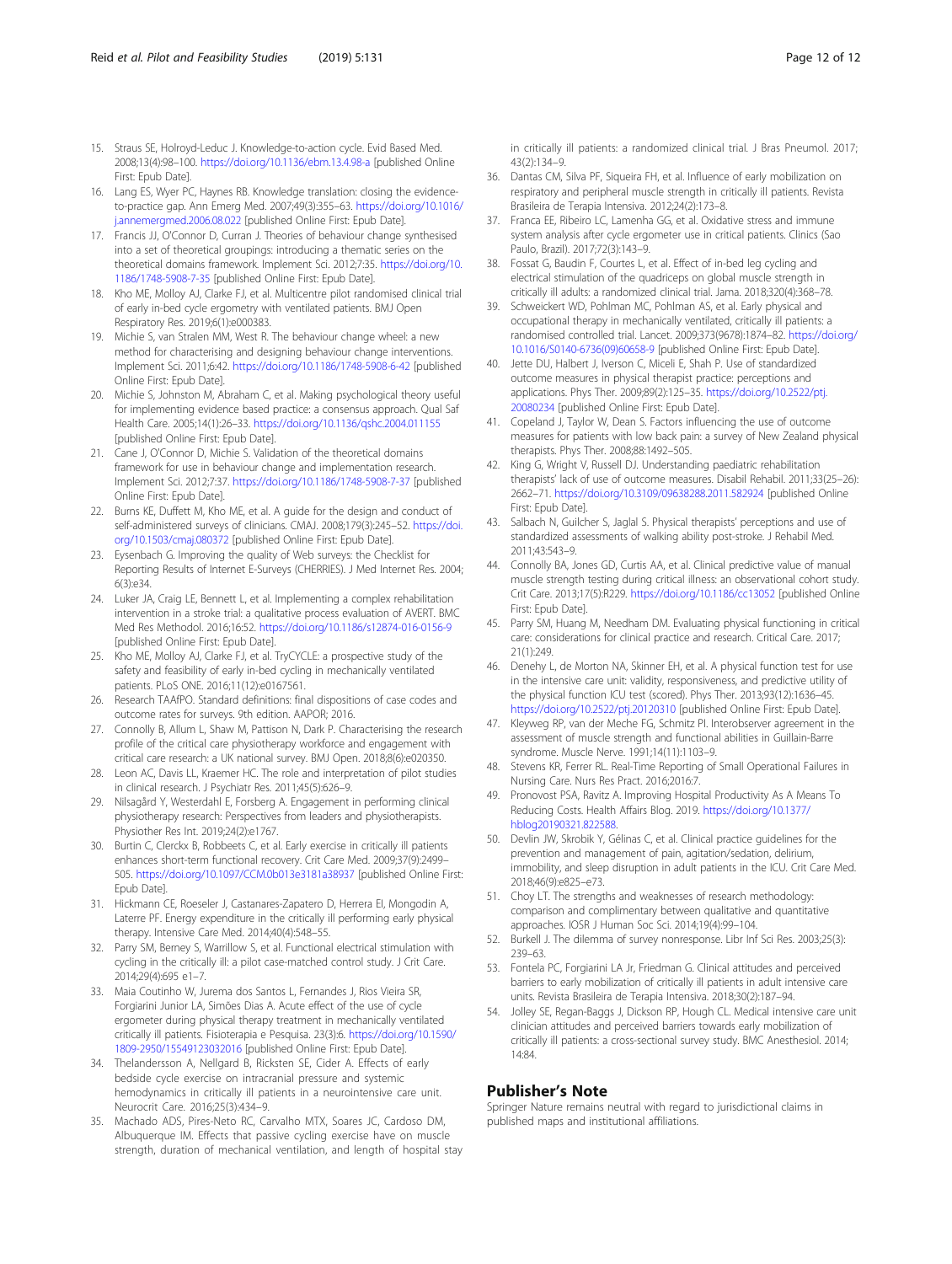15. Straus SE, Holroyd-Leduc J. Knowledge-to-action cycle. Evid Based Med. 2008;13(4):98–100. https://doi.org/10.1136/ebm.13.4.98-a [published Online First: Epub Date].
16. Lang ES, Wyer PC, Haynes RB. Knowledge translation: closing the evidence-to-practice gap. Ann Emerg Med. 2007;49(3):355–63. https://doi.org/10.1016/j.annemergmed.2006.08.022 [published Online First: Epub Date].
17. Francis JJ, O'Connor D, Curran J. Theories of behaviour change synthesised into a set of theoretical groupings: introducing a thematic series on the theoretical domains framework. Implement Sci. 2012;7:35. https://doi.org/10.1186/1748-5908-7-35 [published Online First: Epub Date].
18. Kho ME, Molloy AJ, Clarke FJ, et al. Multicentre pilot randomised clinical trial of early in-bed cycle ergometry with ventilated patients. BMJ Open Respiratory Res. 2019;6(1):e000383.
19. Michie S, van Stralen MM, West R. The behaviour change wheel: a new method for characterising and designing behaviour change interventions. Implement Sci. 2011;6:42. https://doi.org/10.1186/1748-5908-6-42 [published Online First: Epub Date].
20. Michie S, Johnston M, Abraham C, et al. Making psychological theory useful for implementing evidence based practice: a consensus approach. Qual Saf Health Care. 2005;14(1):26–33. https://doi.org/10.1136/qshc.2004.011155 [published Online First: Epub Date].
21. Cane J, O'Connor D, Michie S. Validation of the theoretical domains framework for use in behaviour change and implementation research. Implement Sci. 2012;7:37. https://doi.org/10.1186/1748-5908-7-37 [published Online First: Epub Date].
22. Burns KE, Duffett M, Kho ME, et al. A guide for the design and conduct of self-administered surveys of clinicians. CMAJ. 2008;179(3):245–52. https://doi.org/10.1503/cmaj.080372 [published Online First: Epub Date].
23. Eysenbach G. Improving the quality of Web surveys: the Checklist for Reporting Results of Internet E-Surveys (CHERRIES). J Med Internet Res. 2004;6(3):e34.
24. Luker JA, Craig LE, Bennett L, et al. Implementing a complex rehabilitation intervention in a stroke trial: a qualitative process evaluation of AVERT. BMC Med Res Methodol. 2016;16:52. https://doi.org/10.1186/s12874-016-0156-9 [published Online First: Epub Date].
25. Kho ME, Molloy AJ, Clarke FJ, et al. TryCYCLE: a prospective study of the safety and feasibility of early in-bed cycling in mechanically ventilated patients. PLoS ONE. 2016;11(12):e0167561.
26. Research TAAfPO. Standard definitions: final dispositions of case codes and outcome rates for surveys. 9th edition. AAPOR; 2016.
27. Connolly B, Allum L, Shaw M, Pattison N, Dark P. Characterising the research profile of the critical care physiotherapy workforce and engagement with critical care research: a UK national survey. BMJ Open. 2018;8(6):e020350.
28. Leon AC, Davis LL, Kraemer HC. The role and interpretation of pilot studies in clinical research. J Psychiatr Res. 2011;45(5):626–9.
29. Nilsagård Y, Westerdahl E, Forsberg A. Engagement in performing clinical physiotherapy research: Perspectives from leaders and physiotherapists. Physiother Res Int. 2019;24(2):e1767.
30. Burtin C, Clerckx B, Robbeets C, et al. Early exercise in critically ill patients enhances short-term functional recovery. Crit Care Med. 2009;37(9):2499–505. https://doi.org/10.1097/CCM.0b013e3181a38937 [published Online First: Epub Date].
31. Hickmann CE, Roeseler J, Castanares-Zapatero D, Herrera EI, Mongodin A, Laterre PF. Energy expenditure in the critically ill performing early physical therapy. Intensive Care Med. 2014;40(4):548–55.
32. Parry SM, Berney S, Warrillow S, et al. Functional electrical stimulation with cycling in the critically ill: a pilot case-matched control study. J Crit Care. 2014;29(4):695 e1–7.
33. Maia Coutinho W, Jurema dos Santos L, Fernandes J, Rios Vieira SR, Forgiarini Junior LA, Simões Dias A. Acute effect of the use of cycle ergometer during physical therapy treatment in mechanically ventilated critically ill patients. Fisioterapia e Pesquisa. 23(3):6. https://doi.org/10.1590/1809-2950/15549123032016 [published Online First: Epub Date].
34. Thelandersson A, Nellgard B, Ricksten SE, Cider A. Effects of early bedside cycle exercise on intracranial pressure and systemic hemodynamics in critically ill patients in a neurointensive care unit. Neurocrit Care. 2016;25(3):434–9.
35. Machado ADS, Pires-Neto RC, Carvalho MTX, Soares JC, Cardoso DM, Albuquerque IM. Effects that passive cycling exercise have on muscle strength, duration of mechanical ventilation, and length of hospital stay in critically ill patients: a randomized clinical trial. J Bras Pneumol. 2017;43(2):134–9.
36. Dantas CM, Silva PF, Siqueira FH, et al. Influence of early mobilization on respiratory and peripheral muscle strength in critically ill patients. Revista Brasileira de Terapia Intensiva. 2012;24(2):173–8.
37. Franca EE, Ribeiro LC, Lamenha GG, et al. Oxidative stress and immune system analysis after cycle ergometer use in critical patients. Clinics (Sao Paulo, Brazil). 2017;72(3):143–9.
38. Fossat G, Baudin F, Courtes L, et al. Effect of in-bed leg cycling and electrical stimulation of the quadriceps on global muscle strength in critically ill adults: a randomized clinical trial. Jama. 2018;320(4):368–78.
39. Schweickert WD, Pohlman MC, Pohlman AS, et al. Early physical and occupational therapy in mechanically ventilated, critically ill patients: a randomised controlled trial. Lancet. 2009;373(9678):1874–82. https://doi.org/10.1016/S0140-6736(09)60658-9 [published Online First: Epub Date].
40. Jette DU, Halbert J, Iverson C, Miceli E, Shah P. Use of standardized outcome measures in physical therapist practice: perceptions and applications. Phys Ther. 2009;89(2):125–35. https://doi.org/10.2522/ptj.20080234 [published Online First: Epub Date].
41. Copeland J, Taylor W, Dean S. Factors influencing the use of outcome measures for patients with low back pain: a survey of New Zealand physical therapists. Phys Ther. 2008;88:1492–505.
42. King G, Wright V, Russell DJ. Understanding paediatric rehabilitation therapists' lack of use of outcome measures. Disabil Rehabil. 2011;33(25–26):2662–71. https://doi.org/10.3109/09638288.2011.582924 [published Online First: Epub Date].
43. Salbach N, Guilcher S, Jaglal S. Physical therapists' perceptions and use of standardized assessments of walking ability post-stroke. J Rehabil Med. 2011;43:543–9.
44. Connolly BA, Jones GD, Curtis AA, et al. Clinical predictive value of manual muscle strength testing during critical illness: an observational cohort study. Crit Care. 2013;17(5):R229. https://doi.org/10.1186/cc13052 [published Online First: Epub Date].
45. Parry SM, Huang M, Needham DM. Evaluating physical functioning in critical care: considerations for clinical practice and research. Critical Care. 2017;21(1):249.
46. Denehy L, de Morton NA, Skinner EH, et al. A physical function test for use in the intensive care unit: validity, responsiveness, and predictive utility of the physical function ICU test (scored). Phys Ther. 2013;93(12):1636–45. https://doi.org/10.2522/ptj.20120310 [published Online First: Epub Date].
47. Kleyweg RP, van der Meche FG, Schmitz PI. Interobserver agreement in the assessment of muscle strength and functional abilities in Guillain-Barre syndrome. Muscle Nerve. 1991;14(11):1103–9.
48. Stevens KR, Ferrer RL. Real-Time Reporting of Small Operational Failures in Nursing Care. Nurs Res Pract. 2016;2016:7.
49. Pronovost PSA, Ravitz A. Improving Hospital Productivity As A Means To Reducing Costs. Health Affairs Blog. 2019. https://doi.org/10.1377/hblog20190321.822588.
50. Devlin JW, Skrobik Y, Gélinas C, et al. Clinical practice guidelines for the prevention and management of pain, agitation/sedation, delirium, immobility, and sleep disruption in adult patients in the ICU. Crit Care Med. 2018;46(9):e825–e73.
51. Choy LT. The strengths and weaknesses of research methodology: comparison and complimentary between qualitative and quantitative approaches. IOSR J Human Soc Sci. 2014;19(4):99–104.
52. Burkell J. The dilemma of survey nonresponse. Libr Inf Sci Res. 2003;25(3):239–63.
53. Fontela PC, Forgiarini LA Jr, Friedman G. Clinical attitudes and perceived barriers to early mobilization of critically ill patients in adult intensive care units. Revista Brasileira de Terapia Intensiva. 2018;30(2):187–94.
54. Jolley SE, Regan-Baggs J, Dickson RP, Hough CL. Medical intensive care unit clinician attitudes and perceived barriers towards early mobilization of critically ill patients: a cross-sectional survey study. BMC Anesthesiol. 2014;14:84.

## Publisher's Note

Springer Nature remains neutral with regard to jurisdictional claims in published maps and institutional affiliations.